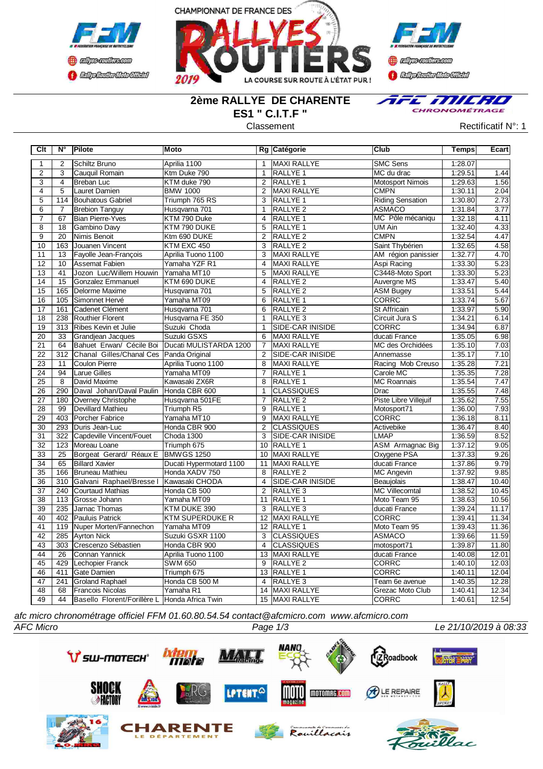CHAMPIONNAT DE FRANCE DES RALLYES ROUTIERS 2019

LA COURSE SUR ROUTE À L'ÉTAT PUR !

## 2ème RALLYE DE CHARENTE
## ES1 " C.I.T.F "

Classement

Rectificatif N°: 1

| Clt | N° | Pilote | Moto | Rg | Catégorie | Club | Temps | Ecart |
|---|---|---|---|---|---|---|---|---|
| 1 | 2 | Schiltz Bruno | Aprilia 1100 | 1 | MAXI RALLYE | SMC Sens | 1:28.07 | |
| 2 | 3 | Cauquil Romain | Ktm Duke 790 | 1 | RALLYE 1 | MC du drac | 1:29.51 | 1.44 |
| 3 | 4 | Breban Luc | KTM duke 790 | 2 | RALLYE 1 | Motosport Nimois | 1:29.63 | 1.56 |
| 4 | 5 | Lauret Damien | BMW 1000 | 2 | MAXI RALLYE | CMPN | 1:30.11 | 2.04 |
| 5 | 114 | Bouhatous Gabriel | Triumph 765 RS | 3 | RALLYE 1 | Riding Sensation | 1:30.80 | 2.73 |
| 6 | 7 | Brebion Tanguy | Husqvarna 701 | 1 | RALLYE 2 | ASMACO | 1:31.84 | 3.77 |
| 7 | 67 | Bian Pierre-Yves | KTM 790 Duke | 4 | RALLYE 1 | MC Pôle mécaniqu | 1:32.18 | 4.11 |
| 8 | 18 | Gambino Davy | KTM 790 DUKE | 5 | RALLYE 1 | UM Ain | 1:32.40 | 4.33 |
| 9 | 20 | Nimis Benoit | Ktm 690 DUKE | 2 | RALLYE 2 | CMPN | 1:32.54 | 4.47 |
| 10 | 163 | Jouanen Vincent | KTM EXC 450 | 3 | RALLYE 2 | Saint Thybérien | 1:32.65 | 4.58 |
| 11 | 13 | Fayolle Jean-François | Aprilia Tuono 1100 | 3 | MAXI RALLYE | AM région panissier | 1:32.77 | 4.70 |
| 12 | 10 | Assemat Fabien | Yamaha YZF R1 | 4 | MAXI RALLYE | Aspi Racing | 1:33.30 | 5.23 |
| 13 | 41 | Jozon Luc/Willem Houwin | Yamaha MT10 | 5 | MAXI RALLYE | C3448-Moto Sport | 1:33.30 | 5.23 |
| 14 | 15 | Gonzalez Emmanuel | KTM 690 DUKE | 4 | RALLYE 2 | Auvergne MS | 1:33.47 | 5.40 |
| 15 | 165 | Delorme Maxime | Husqvarna 701 | 5 | RALLYE 2 | ASM Bugey | 1:33.51 | 5.44 |
| 16 | 105 | Simonnet Hervé | Yamaha MT09 | 6 | RALLYE 1 | CORRC | 1:33.74 | 5.67 |
| 17 | 161 | Cadenet Clément | Husqvarna 701 | 6 | RALLYE 2 | St Affricain | 1:33.97 | 5.90 |
| 18 | 238 | Routhier Florent | Husqvarna FE 350 | 1 | RALLYE 3 | Circuit Jura S | 1:34.21 | 6.14 |
| 19 | 313 | Ribes Kevin et Julie | Suzuki Choda | 1 | SIDE-CAR INISIDE | CORRC | 1:34.94 | 6.87 |
| 20 | 33 | Grandjean Jacques | Suzuki GSXS | 6 | MAXI RALLYE | ducati France | 1:35.05 | 6.98 |
| 21 | 64 | Bahuet Erwan/ Cécile Boi | Ducati MULISTARDA 1200 | 7 | MAXI RALLYE | MC des Orchidées | 1:35.10 | 7.03 |
| 22 | 312 | Chanal Gilles/Chanal Ces | Panda Original | 2 | SIDE-CAR INISIDE | Annemasse | 1:35.17 | 7.10 |
| 23 | 11 | Coulon Pierre | Aprilia Tuono 1100 | 8 | MAXI RALLYE | Racing Mob Creuso | 1:35.28 | 7.21 |
| 24 | 94 | Larue Gilles | Yamaha MT09 | 7 | RALLYE 1 | Carole MC | 1:35.35 | 7.28 |
| 25 | 8 | David Maxime | Kawasaki ZX6R | 8 | RALLYE 1 | MC Roannais | 1:35.54 | 7.47 |
| 26 | 290 | Daval Johan/Daval Paulin | Honda CBR 600 | 1 | CLASSIQUES | Drac | 1:35.55 | 7.48 |
| 27 | 180 | Overney Christophe | Husqvarna 501FE | 7 | RALLYE 2 | Piste Libre Villejuif | 1:35.62 | 7.55 |
| 28 | 99 | Devillard Mathieu | Triumph R5 | 9 | RALLYE 1 | Motosport71 | 1:36.00 | 7.93 |
| 29 | 403 | Porcher Fabrice | Yamaha MT10 | 9 | MAXI RALLYE | CORRC | 1:36.18 | 8.11 |
| 30 | 293 | Duris Jean-Luc | Honda CBR 900 | 2 | CLASSIQUES | Activebike | 1:36.47 | 8.40 |
| 31 | 322 | Capdeville Vincent/Fouet | Choda 1300 | 3 | SIDE-CAR INISIDE | LMAP | 1:36.59 | 8.52 |
| 32 | 123 | Moreau Loane | Triumph 675 | 10 | RALLYE 1 | ASM Armagnac Big | 1:37.12 | 9.05 |
| 33 | 25 | Borgeat Gerard/ Réaux E | BMWGS 1250 | 10 | MAXI RALLYE | Oxygene PSA | 1:37.33 | 9.26 |
| 34 | 65 | Billard Xavier | Ducati Hypermotard 1100 | 11 | MAXI RALLYE | ducati France | 1:37.86 | 9.79 |
| 35 | 166 | Bruneau Mathieu | Honda XADV 750 | 8 | RALLYE 2 | MC Angevin | 1:37.92 | 9.85 |
| 36 | 310 | Galvani Raphael/Bresse I | Kawasaki CHODA | 4 | SIDE-CAR INISIDE | Beaujolais | 1:38.47 | 10.40 |
| 37 | 240 | Courtaud Mathias | Honda CB 500 | 2 | RALLYE 3 | MC Villecomtal | 1:38.52 | 10.45 |
| 38 | 113 | Grosse Johann | Yamaha MT09 | 11 | RALLYE 1 | Moto Team 95 | 1:38.63 | 10.56 |
| 39 | 235 | Jarnac Thomas | KTM DUKE 390 | 3 | RALLYE 3 | ducati France | 1:39.24 | 11.17 |
| 40 | 402 | Pauluis Patrick | KTM SUPERDUKE R | 12 | MAXI RALLYE | CORRC | 1:39.41 | 11.34 |
| 41 | 119 | Nuper Morten/Fannechon | Yamaha MT09 | 12 | RALLYE 1 | Moto Team 95 | 1:39.43 | 11.36 |
| 42 | 285 | Ayrton Nick | Suzuki GSXR 1100 | 3 | CLASSIQUES | ASMACO | 1:39.66 | 11.59 |
| 43 | 303 | Crescenzo Sébastien | Honda CBR 900 | 4 | CLASSIQUES | motosport71 | 1:39.87 | 11.80 |
| 44 | 26 | Connan Yannick | Aprilia Tuono 1100 | 13 | MAXI RALLYE | ducati France | 1:40.08 | 12.01 |
| 45 | 429 | Lechopier Franck | SWM 650 | 9 | RALLYE 2 | CORRC | 1:40.10 | 12.03 |
| 46 | 411 | Gate Damien | Triumph 675 | 13 | RALLYE 1 | CORRC | 1:40.11 | 12.04 |
| 47 | 241 | Groland Raphael | Honda CB 500 M | 4 | RALLYE 3 | Team 6e avenue | 1:40.35 | 12.28 |
| 48 | 68 | Francois Nicolas | Yamaha R1 | 14 | MAXI RALLYE | Grezac Moto Club | 1:40.41 | 12.34 |
| 49 | 44 | Basello Florent/Forillère L | Honda Africa Twin | 15 | MAXI RALLYE | CORRC | 1:40.61 | 12.54 |

*afc micro chronométrage officiel FFM 01.60.80.54.54 contact@afcmicro.com www.afcmicro.com*

*AFC Micro* — *Le 21/10/2019 à 08:33*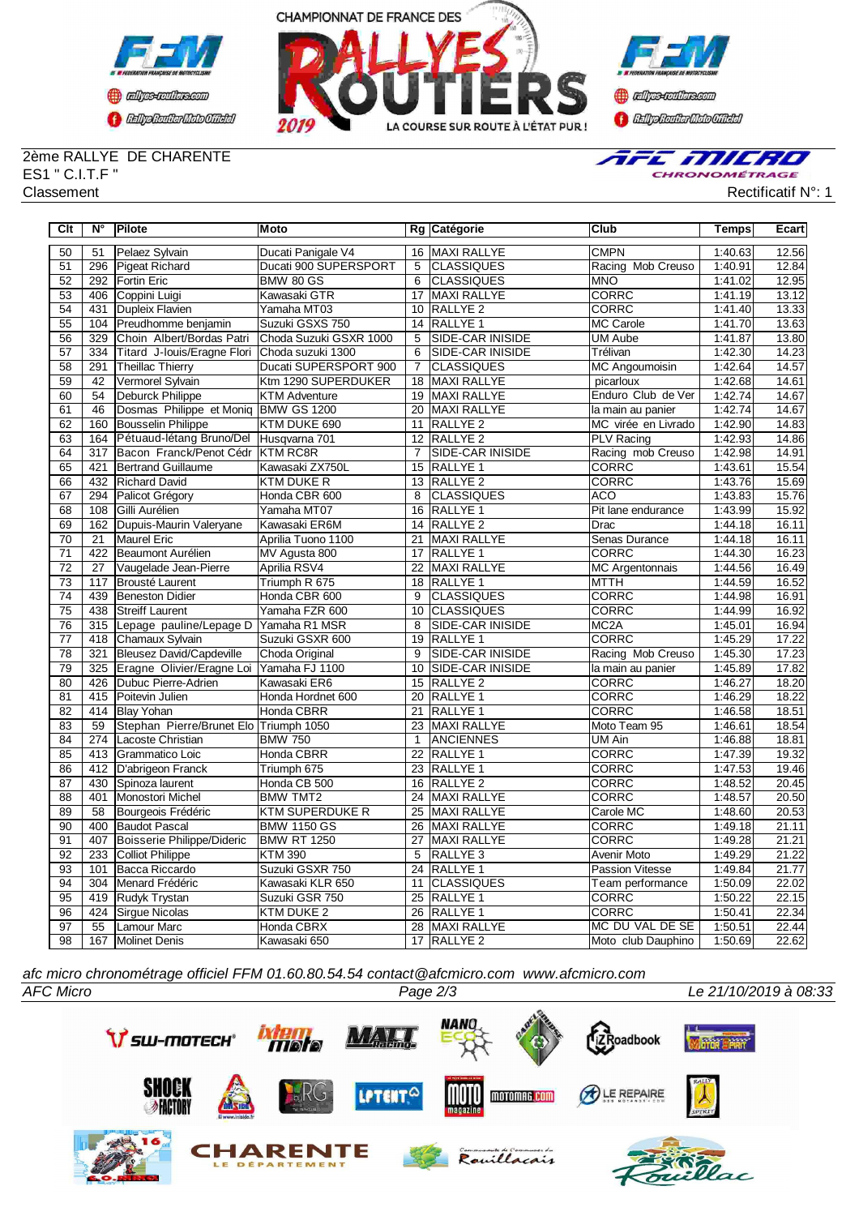2ème RALLYE DE CHARENTE
ES1 " C.I.T.F "
Classement

Rectificatif N°: 1

| Clt | N° | Pilote | Moto | Rg | Catégorie | Club | Temps | Ecart |
|---|---|---|---|---|---|---|---|---|
| 50 | 51 | Pelaez Sylvain | Ducati Panigale V4 | 16 | MAXI RALLYE | CMPN | 1:40.63 | 12.56 |
| 51 | 296 | Pigeat Richard | Ducati 900 SUPERSPORT | 5 | CLASSIQUES | Racing Mob Creuso | 1:40.91 | 12.84 |
| 52 | 292 | Fortin Eric | BMW 80 GS | 6 | CLASSIQUES | MNO | 1:41.02 | 12.95 |
| 53 | 406 | Coppini Luigi | Kawasaki GTR | 17 | MAXI RALLYE | CORRC | 1:41.19 | 13.12 |
| 54 | 431 | Dupleix Flavien | Yamaha MT03 | 10 | RALLYE 2 | CORRC | 1:41.40 | 13.33 |
| 55 | 104 | Preudhomme benjamin | Suzuki GSXS 750 | 14 | RALLYE 1 | MC Carole | 1:41.70 | 13.63 |
| 56 | 329 | Choin Albert/Bordas Patri | Choda Suzuki GSXR 1000 | 5 | SIDE-CAR INISIDE | UM Aube | 1:41.87 | 13.80 |
| 57 | 334 | Titard J-louis/Eragne Flori | Choda suzuki 1300 | 6 | SIDE-CAR INISIDE | Trélivan | 1:42.30 | 14.23 |
| 58 | 291 | Theillac Thierry | Ducati SUPERSPORT 900 | 7 | CLASSIQUES | MC Angoumoisin | 1:42.64 | 14.57 |
| 59 | 42 | Vermorel Sylvain | Ktm 1290 SUPERDUKER | 18 | MAXI RALLYE | picarloux | 1:42.68 | 14.61 |
| 60 | 54 | Deburck Philippe | KTM Adventure | 19 | MAXI RALLYE | Enduro Club de Ver | 1:42.74 | 14.67 |
| 61 | 46 | Dosmas Philippe et Moniq | BMW GS 1200 | 20 | MAXI RALLYE | la main au panier | 1:42.74 | 14.67 |
| 62 | 160 | Bousselin Philippe | KTM DUKE 690 | 11 | RALLYE 2 | MC virée en Livrado | 1:42.90 | 14.83 |
| 63 | 164 | Pétuaud-létang Bruno/Del | Husqvarna 701 | 12 | RALLYE 2 | PLV Racing | 1:42.93 | 14.86 |
| 64 | 317 | Bacon Franck/Penot Cédr | KTM RC8R | 7 | SIDE-CAR INISIDE | Racing mob Creuso | 1:42.98 | 14.91 |
| 65 | 421 | Bertrand Guillaume | Kawasaki ZX750L | 15 | RALLYE 1 | CORRC | 1:43.61 | 15.54 |
| 66 | 432 | Richard David | KTM DUKE R | 13 | RALLYE 2 | CORRC | 1:43.76 | 15.69 |
| 67 | 294 | Palicot Grégory | Honda CBR 600 | 8 | CLASSIQUES | ACO | 1:43.83 | 15.76 |
| 68 | 108 | Gilli Aurélien | Yamaha MT07 | 16 | RALLYE 1 | Pit lane endurance | 1:43.99 | 15.92 |
| 69 | 162 | Dupuis-Maurin Valeryane | Kawasaki ER6M | 14 | RALLYE 2 | Drac | 1:44.18 | 16.11 |
| 70 | 21 | Maurel Eric | Aprilia Tuono 1100 | 21 | MAXI RALLYE | Senas Durance | 1:44.18 | 16.11 |
| 71 | 422 | Beaumont Aurélien | MV Agusta 800 | 17 | RALLYE 1 | CORRC | 1:44.30 | 16.23 |
| 72 | 27 | Vaugelade Jean-Pierre | Aprilia RSV4 | 22 | MAXI RALLYE | MC Argentonnais | 1:44.56 | 16.49 |
| 73 | 117 | Brousté Laurent | Triumph R 675 | 18 | RALLYE 1 | MTTH | 1:44.59 | 16.52 |
| 74 | 439 | Beneston Didier | Honda CBR 600 | 9 | CLASSIQUES | CORRC | 1:44.98 | 16.91 |
| 75 | 438 | Streiff Laurent | Yamaha FZR 600 | 10 | CLASSIQUES | CORRC | 1:44.99 | 16.92 |
| 76 | 315 | Lepage pauline/Lepage D | Yamaha R1 MSR | 8 | SIDE-CAR INISIDE | MC2A | 1:45.01 | 16.94 |
| 77 | 418 | Chamaux Sylvain | Suzuki GSXR 600 | 19 | RALLYE 1 | CORRC | 1:45.29 | 17.22 |
| 78 | 321 | Bleusez David/Capdeville | Choda Original | 9 | SIDE-CAR INISIDE | Racing Mob Creuso | 1:45.30 | 17.23 |
| 79 | 325 | Eragne Olivier/Eragne Loi | Yamaha FJ 1100 | 10 | SIDE-CAR INISIDE | la main au panier | 1:45.89 | 17.82 |
| 80 | 426 | Dubuc Pierre-Adrien | Kawasaki ER6 | 15 | RALLYE 2 | CORRC | 1:46.27 | 18.20 |
| 81 | 415 | Poitevin Julien | Honda Hordnet 600 | 20 | RALLYE 1 | CORRC | 1:46.29 | 18.22 |
| 82 | 414 | Blay Yohan | Honda CBRR | 21 | RALLYE 1 | CORRC | 1:46.58 | 18.51 |
| 83 | 59 | Stephan Pierre/Brunet Elo | Triumph 1050 | 23 | MAXI RALLYE | Moto Team 95 | 1:46.61 | 18.54 |
| 84 | 274 | Lacoste Christian | BMW 750 | 1 | ANCIENNES | UM Ain | 1:46.88 | 18.81 |
| 85 | 413 | Grammatico Loic | Honda CBRR | 22 | RALLYE 1 | CORRC | 1:47.39 | 19.32 |
| 86 | 412 | D'abrigeon Franck | Triumph 675 | 23 | RALLYE 1 | CORRC | 1:47.53 | 19.46 |
| 87 | 430 | Spinoza laurent | Honda CB 500 | 16 | RALLYE 2 | CORRC | 1:48.52 | 20.45 |
| 88 | 401 | Monostori Michel | BMW TMT2 | 24 | MAXI RALLYE | CORRC | 1:48.57 | 20.50 |
| 89 | 58 | Bourgeois Frédéric | KTM SUPERDUKE R | 25 | MAXI RALLYE | Carole MC | 1:48.60 | 20.53 |
| 90 | 400 | Baudot Pascal | BMW 1150 GS | 26 | MAXI RALLYE | CORRC | 1:49.18 | 21.11 |
| 91 | 407 | Boisserie Philippe/Dideric | BMW RT 1250 | 27 | MAXI RALLYE | CORRC | 1:49.28 | 21.21 |
| 92 | 233 | Colliot Philippe | KTM 390 | 5 | RALLYE 3 | Avenir Moto | 1:49.29 | 21.22 |
| 93 | 101 | Bacca Riccardo | Suzuki GSXR 750 | 24 | RALLYE 1 | Passion Vitesse | 1:49.84 | 21.77 |
| 94 | 304 | Menard Frédéric | Kawasaki KLR 650 | 11 | CLASSIQUES | Team performance | 1:50.09 | 22.02 |
| 95 | 419 | Rudyk Trystan | Suzuki GSR 750 | 25 | RALLYE 1 | CORRC | 1:50.22 | 22.15 |
| 96 | 424 | Sirgue Nicolas | KTM DUKE 2 | 26 | RALLYE 1 | CORRC | 1:50.41 | 22.34 |
| 97 | 55 | Lamour Marc | Honda CBRX | 28 | MAXI RALLYE | MC DU VAL DE SE | 1:50.51 | 22.44 |
| 98 | 167 | Molinet Denis | Kawasaki 650 | 17 | RALLYE 2 | Moto club Dauphino | 1:50.69 | 22.62 |

*afc micro chronométrage officiel FFM 01.60.80.54.54 contact@afcmicro.com www.afcmicro.com*

*AFC Micro* — *Le 21/10/2019 à 08:33*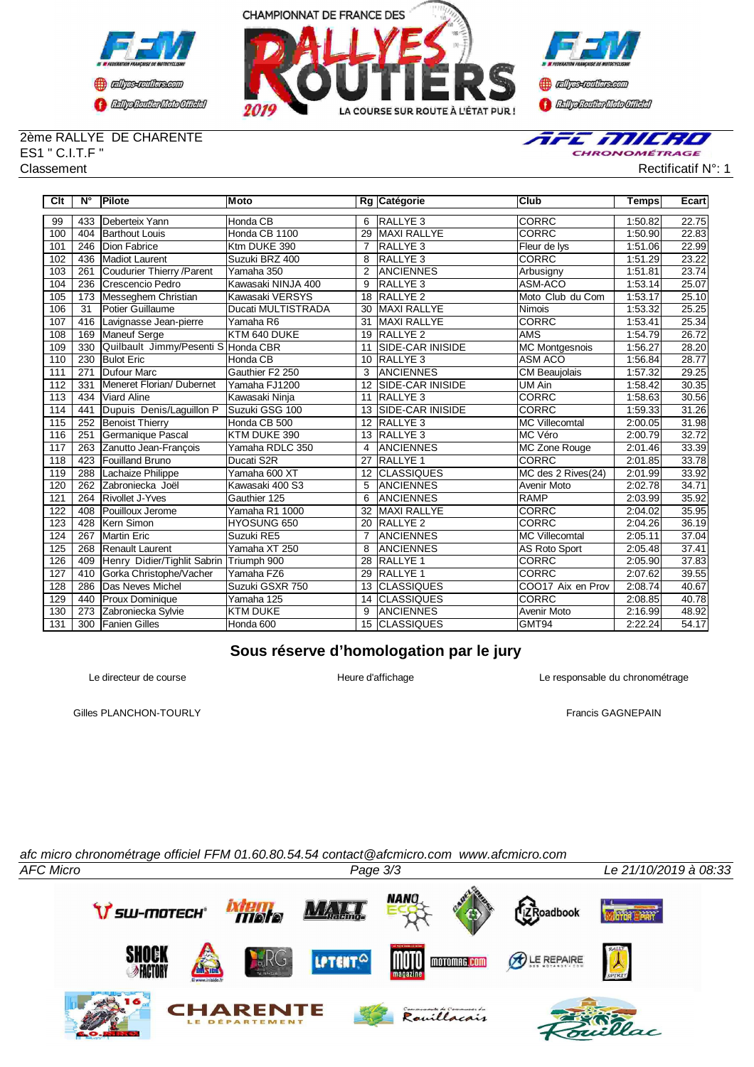CHAMPIONNAT DE FRANCE DES RALLYES ROUTIERS 2019 — LA COURSE SUR ROUTE À L'ÉTAT PUR !

2ème RALLYE DE CHARENTE
ES1 " C.I.T.F "
Classement

Rectificatif N°: 1

| Clt | N° | Pilote | Moto | Rg | Catégorie | Club | Temps | Ecart |
|---|---|---|---|---|---|---|---|---|
| 99 | 433 | Deberteix Yann | Honda CB | 6 | RALLYE 3 | CORRC | 1:50.82 | 22.75 |
| 100 | 404 | Barthout Louis | Honda CB 1100 | 29 | MAXI RALLYE | CORRC | 1:50.90 | 22.83 |
| 101 | 246 | Dion Fabrice | Ktm DUKE 390 | 7 | RALLYE 3 | Fleur de lys | 1:51.06 | 22.99 |
| 102 | 436 | Madiot Laurent | Suzuki BRZ 400 | 8 | RALLYE 3 | CORRC | 1:51.29 | 23.22 |
| 103 | 261 | Coudurier Thierry /Parent | Yamaha 350 | 2 | ANCIENNES | Arbusigny | 1:51.81 | 23.74 |
| 104 | 236 | Crescencio Pedro | Kawasaki NINJA 400 | 9 | RALLYE 3 | ASM-ACO | 1:53.14 | 25.07 |
| 105 | 173 | Messeghem Christian | Kawasaki VERSYS | 18 | RALLYE 2 | Moto Club du Com | 1:53.17 | 25.10 |
| 106 | 31 | Potier Guillaume | Ducati MULTISTRADA | 30 | MAXI RALLYE | Nimois | 1:53.32 | 25.25 |
| 107 | 416 | Lavignasse Jean-pierre | Yamaha R6 | 31 | MAXI RALLYE | CORRC | 1:53.41 | 25.34 |
| 108 | 169 | Maneuf Serge | KTM 640 DUKE | 19 | RALLYE 2 | AMS | 1:54.79 | 26.72 |
| 109 | 330 | Quilbault Jimmy/Pesenti S | Honda CBR | 11 | SIDE-CAR INISIDE | MC Montgesnois | 1:56.27 | 28.20 |
| 110 | 230 | Bulot Eric | Honda CB | 10 | RALLYE 3 | ASM ACO | 1:56.84 | 28.77 |
| 111 | 271 | Dufour Marc | Gauthier F2 250 | 3 | ANCIENNES | CM Beaujolais | 1:57.32 | 29.25 |
| 112 | 331 | Meneret Florian/ Dubernet | Yamaha FJ1200 | 12 | SIDE-CAR INISIDE | UM Ain | 1:58.42 | 30.35 |
| 113 | 434 | Viard Aline | Kawasaki Ninja | 11 | RALLYE 3 | CORRC | 1:58.63 | 30.56 |
| 114 | 441 | Dupuis Denis/Laguillon P | Suzuki GSG 100 | 13 | SIDE-CAR INISIDE | CORRC | 1:59.33 | 31.26 |
| 115 | 252 | Benoist Thierry | Honda CB 500 | 12 | RALLYE 3 | MC Villecomtal | 2:00.05 | 31.98 |
| 116 | 251 | Germanique Pascal | KTM DUKE 390 | 13 | RALLYE 3 | MC Véro | 2:00.79 | 32.72 |
| 117 | 263 | Zanutto Jean-François | Yamaha RDLC 350 | 4 | ANCIENNES | MC Zone Rouge | 2:01.46 | 33.39 |
| 118 | 423 | Fouilland Bruno | Ducati S2R | 27 | RALLYE 1 | CORRC | 2:01.85 | 33.78 |
| 119 | 288 | Lachaize Philippe | Yamaha 600 XT | 12 | CLASSIQUES | MC des 2 Rives(24) | 2:01.99 | 33.92 |
| 120 | 262 | Zabroniecka Joël | Kawasaki 400 S3 | 5 | ANCIENNES | Avenir Moto | 2:02.78 | 34.71 |
| 121 | 264 | Rivollet J-Yves | Gauthier 125 | 6 | ANCIENNES | RAMP | 2:03.99 | 35.92 |
| 122 | 408 | Pouilloux Jerome | Yamaha R1 1000 | 32 | MAXI RALLYE | CORRC | 2:04.02 | 35.95 |
| 123 | 428 | Kern Simon | HYOSUNG 650 | 20 | RALLYE 2 | CORRC | 2:04.26 | 36.19 |
| 124 | 267 | Martin Eric | Suzuki RE5 | 7 | ANCIENNES | MC Villecomtal | 2:05.11 | 37.04 |
| 125 | 268 | Renault Laurent | Yamaha XT 250 | 8 | ANCIENNES | AS Roto Sport | 2:05.48 | 37.41 |
| 126 | 409 | Henry Didier/Tighlit Sabrin | Triumph 900 | 28 | RALLYE 1 | CORRC | 2:05.90 | 37.83 |
| 127 | 410 | Gorka Christophe/Vacher | Yamaha FZ6 | 29 | RALLYE 1 | CORRC | 2:07.62 | 39.55 |
| 128 | 286 | Das Neves Michel | Suzuki GSXR 750 | 13 | CLASSIQUES | COO17 Aix en Prov | 2:08.74 | 40.67 |
| 129 | 440 | Proux Dominique | Yamaha 125 | 14 | CLASSIQUES | CORRC | 2:08.85 | 40.78 |
| 130 | 273 | Zabroniecka Sylvie | KTM DUKE | 9 | ANCIENNES | Avenir Moto | 2:16.99 | 48.92 |
| 131 | 300 | Fanien Gilles | Honda 600 | 15 | CLASSIQUES | GMT94 | 2:22.24 | 54.17 |

## Sous réserve d'homologation par le jury

Le directeur de course — Heure d'affichage — Le responsable du chronométrage

Gilles PLANCHON-TOURLY — Francis GAGNEPAIN

*afc micro chronométrage officiel FFM 01.60.80.54.54 contact@afcmicro.com www.afcmicro.com*

*AFC Micro* — *Le 21/10/2019 à 08:33*